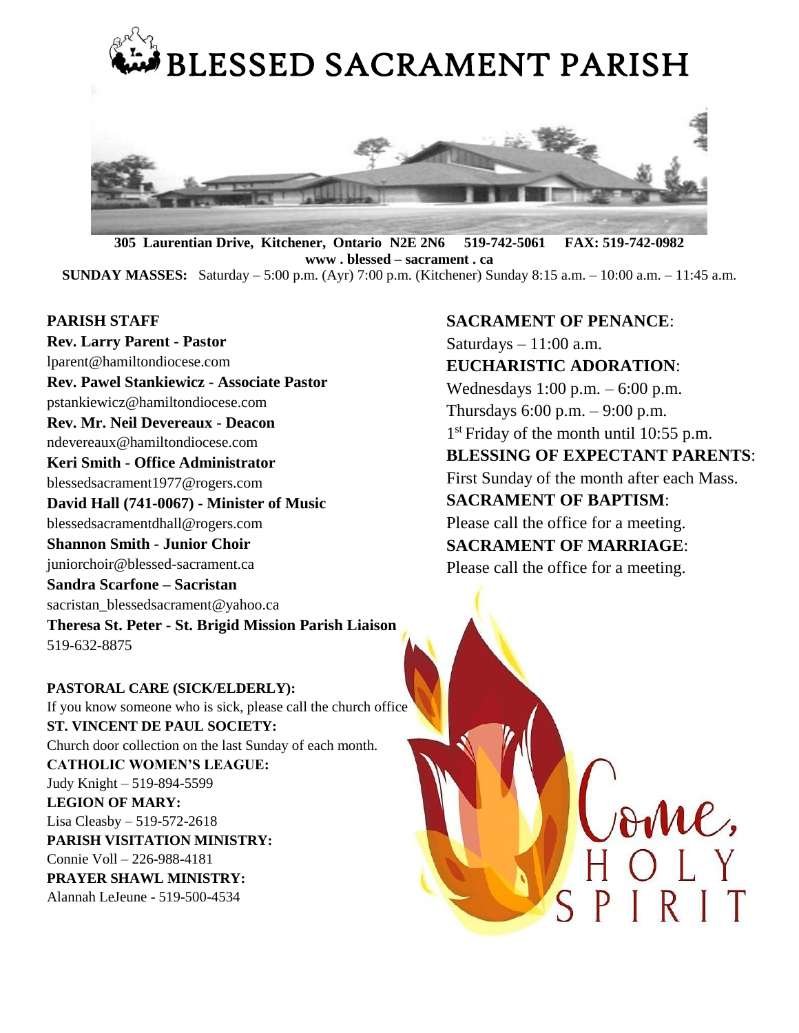# BLESSED SACRAMENT PARISH

**305 Laurentian Drive, Kitchener, Ontario N2E 2N6 519-742-5061 FAX: 519-742-0982**
**www . blessed – sacrament . ca**
**SUNDAY MASSES:** Saturday – 5:00 p.m. (Ayr) 7:00 p.m. (Kitchener) Sunday 8:15 a.m. – 10:00 a.m. – 11:45 a.m.

**PARISH STAFF**

**Rev. Larry Parent - Pastor**
lparent@hamiltondiocese.com

**Rev. Pawel Stankiewicz - Associate Pastor**
pstankiewicz@hamiltondiocese.com

**Rev. Mr. Neil Devereaux - Deacon**
ndevereaux@hamiltondiocese.com

**Keri Smith - Office Administrator**
blessedsacrament1977@rogers.com

**David Hall (741-0067) - Minister of Music**
blessedsacramentdhall@rogers.com

**Shannon Smith - Junior Choir**
juniorchoir@blessed-sacrament.ca

**Sandra Scarfone – Sacristan**
sacristan_blessedsacrament@yahoo.ca

**Theresa St. Peter - St. Brigid Mission Parish Liaison**
519-632-8875

**PASTORAL CARE (SICK/ELDERLY):**
If you know someone who is sick, please call the church office

**ST. VINCENT DE PAUL SOCIETY:**
Church door collection on the last Sunday of each month.

**CATHOLIC WOMEN'S LEAGUE:**
Judy Knight – 519-894-5599

**LEGION OF MARY:**
Lisa Cleasby – 519-572-2618

**PARISH VISITATION MINISTRY:**
Connie Voll – 226-988-4181

**PRAYER SHAWL MINISTRY:**
Alannah LeJeune - 519-500-4534

**SACRAMENT OF PENANCE**:
Saturdays – 11:00 a.m.

**EUCHARISTIC ADORATION**:
Wednesdays 1:00 p.m. – 6:00 p.m.
Thursdays 6:00 p.m. – 9:00 p.m.
1st Friday of the month until 10:55 p.m.

**BLESSING OF EXPECTANT PARENTS**:
First Sunday of the month after each Mass.

**SACRAMENT OF BAPTISM**:
Please call the office for a meeting.

**SACRAMENT OF MARRIAGE**:
Please call the office for a meeting.

Come, HOLY SPIRIT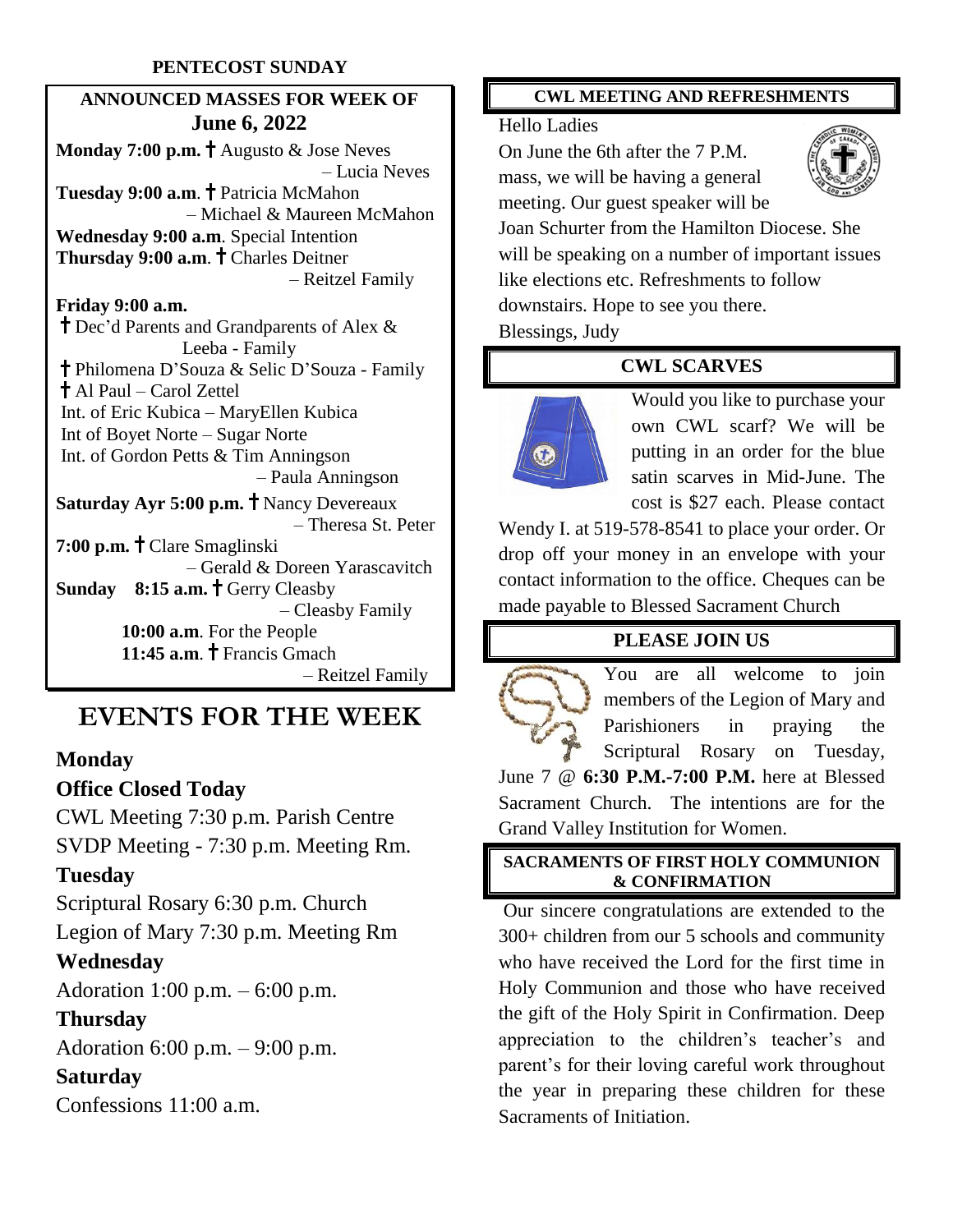**PENTECOST SUNDAY**

## ANNOUNCED MASSES FOR WEEK OF June 6, 2022

**Monday 7:00 p.m.** † Augusto & Jose Neves – Lucia Neves

**Tuesday 9:00 a.m**. † Patricia McMahon – Michael & Maureen McMahon

**Wednesday 9:00 a.m**. Special Intention

**Thursday 9:00 a.m**. † Charles Deitner – Reitzel Family

**Friday 9:00 a.m.**

† Dec'd Parents and Grandparents of Alex & Leeba - Family

† Philomena D'Souza & Selic D'Souza - Family

† Al Paul – Carol Zettel

Int. of Eric Kubica – MaryEllen Kubica

Int of Boyet Norte – Sugar Norte

Int. of Gordon Petts & Tim Anningson – Paula Anningson

**Saturday Ayr 5:00 p.m.** † Nancy Devereaux – Theresa St. Peter

**7:00 p.m.** † Clare Smaglinski – Gerald & Doreen Yarascavitch

**Sunday 8:15 a.m.** † Gerry Cleasby – Cleasby Family

**10:00 a.m**. For the People

**11:45 a.m**. † Francis Gmach – Reitzel Family

# EVENTS FOR THE WEEK

**Monday**

**Office Closed Today**

CWL Meeting 7:30 p.m. Parish Centre

SVDP Meeting - 7:30 p.m. Meeting Rm.

**Tuesday**

Scriptural Rosary 6:30 p.m. Church

Legion of Mary 7:30 p.m. Meeting Rm

**Wednesday**

Adoration 1:00 p.m. – 6:00 p.m.

**Thursday**

Adoration 6:00 p.m. – 9:00 p.m.

**Saturday**

Confessions 11:00 a.m.

## CWL MEETING AND REFRESHMENTS

Hello Ladies

On June the 6th after the 7 P.M. mass, we will be having a general meeting. Our guest speaker will be Joan Schurter from the Hamilton Diocese. She will be speaking on a number of important issues like elections etc. Refreshments to follow downstairs. Hope to see you there.

Blessings, Judy

## CWL SCARVES

Would you like to purchase your own CWL scarf? We will be putting in an order for the blue satin scarves in Mid-June. The cost is $27 each. Please contact Wendy I. at 519-578-8541 to place your order. Or drop off your money in an envelope with your contact information to the office. Cheques can be made payable to Blessed Sacrament Church

## PLEASE JOIN US

You are all welcome to join members of the Legion of Mary and Parishioners in praying the Scriptural Rosary on Tuesday, June 7 @ **6:30 P.M.-7:00 P.M.** here at Blessed Sacrament Church. The intentions are for the Grand Valley Institution for Women.

## SACRAMENTS OF FIRST HOLY COMMUNION & CONFIRMATION

Our sincere congratulations are extended to the 300+ children from our 5 schools and community who have received the Lord for the first time in Holy Communion and those who have received the gift of the Holy Spirit in Confirmation. Deep appreciation to the children's teacher's and parent's for their loving careful work throughout the year in preparing these children for these Sacraments of Initiation.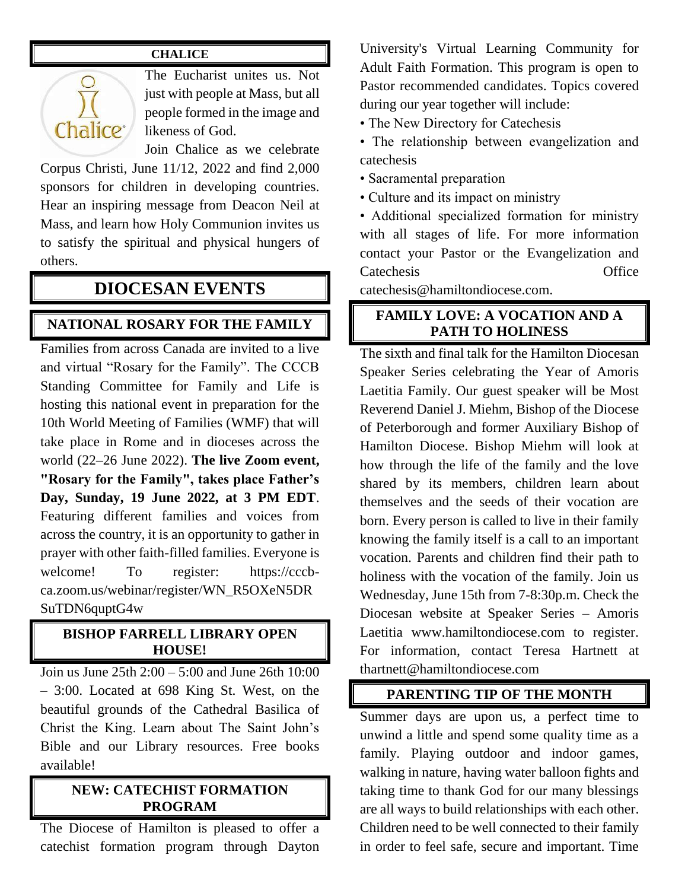## CHALICE

The Eucharist unites us. Not just with people at Mass, but all people formed in the image and likeness of God.

Join Chalice as we celebrate Corpus Christi, June 11/12, 2022 and find 2,000 sponsors for children in developing countries. Hear an inspiring message from Deacon Neil at Mass, and learn how Holy Communion invites us to satisfy the spiritual and physical hungers of others.

# DIOCESAN EVENTS

## NATIONAL ROSARY FOR THE FAMILY

Families from across Canada are invited to a live and virtual "Rosary for the Family". The CCCB Standing Committee for Family and Life is hosting this national event in preparation for the 10th World Meeting of Families (WMF) that will take place in Rome and in dioceses across the world (22–26 June 2022). **The live Zoom event, "Rosary for the Family", takes place Father's Day, Sunday, 19 June 2022, at 3 PM EDT**. Featuring different families and voices from across the country, it is an opportunity to gather in prayer with other faith-filled families. Everyone is welcome! To register: https://cccb-ca.zoom.us/webinar/register/WN_R5OXeN5DRSuTDN6quptG4w

## BISHOP FARRELL LIBRARY OPEN HOUSE!

Join us June 25th 2:00 – 5:00 and June 26th 10:00 – 3:00. Located at 698 King St. West, on the beautiful grounds of the Cathedral Basilica of Christ the King. Learn about The Saint John's Bible and our Library resources. Free books available!

## NEW: CATECHIST FORMATION PROGRAM

The Diocese of Hamilton is pleased to offer a catechist formation program through Dayton University's Virtual Learning Community for Adult Faith Formation. This program is open to Pastor recommended candidates. Topics covered during our year together will include:

- The New Directory for Catechesis
- The relationship between evangelization and catechesis
- Sacramental preparation
- Culture and its impact on ministry
- Additional specialized formation for ministry with all stages of life. For more information contact your Pastor or the Evangelization and Catechesis Office catechesis@hamiltondiocese.com.

## FAMILY LOVE: A VOCATION AND A PATH TO HOLINESS

The sixth and final talk for the Hamilton Diocesan Speaker Series celebrating the Year of Amoris Laetitia Family. Our guest speaker will be Most Reverend Daniel J. Miehm, Bishop of the Diocese of Peterborough and former Auxiliary Bishop of Hamilton Diocese. Bishop Miehm will look at how through the life of the family and the love shared by its members, children learn about themselves and the seeds of their vocation are born. Every person is called to live in their family knowing the family itself is a call to an important vocation. Parents and children find their path to holiness with the vocation of the family. Join us Wednesday, June 15th from 7-8:30p.m. Check the Diocesan website at Speaker Series – Amoris Laetitia www.hamiltondiocese.com to register. For information, contact Teresa Hartnett at thartnett@hamiltondiocese.com

## PARENTING TIP OF THE MONTH

Summer days are upon us, a perfect time to unwind a little and spend some quality time as a family. Playing outdoor and indoor games, walking in nature, having water balloon fights and taking time to thank God for our many blessings are all ways to build relationships with each other. Children need to be well connected to their family in order to feel safe, secure and important. Time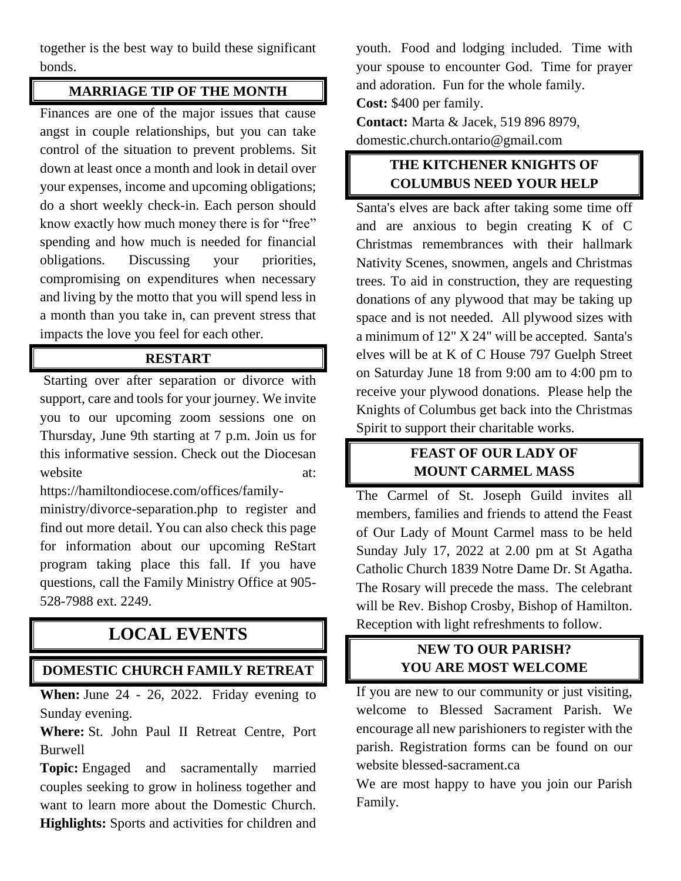together is the best way to build these significant bonds.

### MARRIAGE TIP OF THE MONTH

Finances are one of the major issues that cause angst in couple relationships, but you can take control of the situation to prevent problems. Sit down at least once a month and look in detail over your expenses, income and upcoming obligations; do a short weekly check-in. Each person should know exactly how much money there is for "free" spending and how much is needed for financial obligations. Discussing your priorities, compromising on expenditures when necessary and living by the motto that you will spend less in a month than you take in, can prevent stress that impacts the love you feel for each other.

### RESTART

Starting over after separation or divorce with support, care and tools for your journey. We invite you to our upcoming zoom sessions one on Thursday, June 9th starting at 7 p.m. Join us for this informative session. Check out the Diocesan website at: https://hamiltondiocese.com/offices/family-ministry/divorce-separation.php to register and find out more detail. You can also check this page for information about our upcoming ReStart program taking place this fall. If you have questions, call the Family Ministry Office at 905-528-7988 ext. 2249.

## LOCAL EVENTS

### DOMESTIC CHURCH FAMILY RETREAT

**When:** June 24 - 26, 2022. Friday evening to Sunday evening.

**Where:** St. John Paul II Retreat Centre, Port Burwell

**Topic:** Engaged and sacramentally married couples seeking to grow in holiness together and want to learn more about the Domestic Church.

**Highlights:** Sports and activities for children and youth. Food and lodging included. Time with your spouse to encounter God. Time for prayer and adoration. Fun for the whole family.

**Cost:** $400 per family.

**Contact:** Marta & Jacek, 519 896 8979, domestic.church.ontario@gmail.com

### THE KITCHENER KNIGHTS OF COLUMBUS NEED YOUR HELP

Santa's elves are back after taking some time off and are anxious to begin creating K of C Christmas remembrances with their hallmark Nativity Scenes, snowmen, angels and Christmas trees. To aid in construction, they are requesting donations of any plywood that may be taking up space and is not needed. All plywood sizes with a minimum of 12" X 24" will be accepted. Santa's elves will be at K of C House 797 Guelph Street on Saturday June 18 from 9:00 am to 4:00 pm to receive your plywood donations. Please help the Knights of Columbus get back into the Christmas Spirit to support their charitable works.

### FEAST OF OUR LADY OF MOUNT CARMEL MASS

The Carmel of St. Joseph Guild invites all members, families and friends to attend the Feast of Our Lady of Mount Carmel mass to be held Sunday July 17, 2022 at 2.00 pm at St Agatha Catholic Church 1839 Notre Dame Dr. St Agatha. The Rosary will precede the mass. The celebrant will be Rev. Bishop Crosby, Bishop of Hamilton. Reception with light refreshments to follow.

### NEW TO OUR PARISH? YOU ARE MOST WELCOME

If you are new to our community or just visiting, welcome to Blessed Sacrament Parish. We encourage all new parishioners to register with the parish. Registration forms can be found on our website blessed-sacrament.ca

We are most happy to have you join our Parish Family.